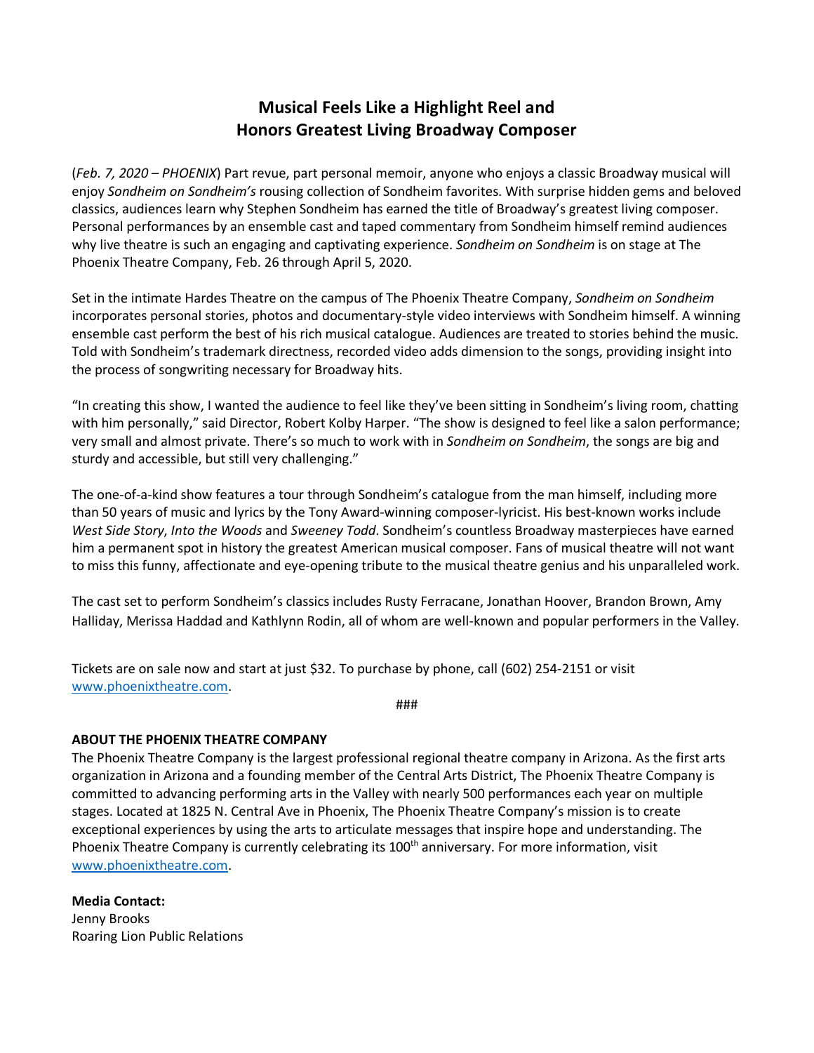# Musical Feels Like a Highlight Reel and Honors Greatest Living Broadway Composer

(*Feb. 7, 2020 – PHOENIX*) Part revue, part personal memoir, anyone who enjoys a classic Broadway musical will enjoy *Sondheim on Sondheim's* rousing collection of Sondheim favorites. With surprise hidden gems and beloved classics, audiences learn why Stephen Sondheim has earned the title of Broadway's greatest living composer. Personal performances by an ensemble cast and taped commentary from Sondheim himself remind audiences why live theatre is such an engaging and captivating experience. *Sondheim on Sondheim* is on stage at The Phoenix Theatre Company, Feb. 26 through April 5, 2020.

Set in the intimate Hardes Theatre on the campus of The Phoenix Theatre Company, *Sondheim on Sondheim* incorporates personal stories, photos and documentary-style video interviews with Sondheim himself. A winning ensemble cast perform the best of his rich musical catalogue. Audiences are treated to stories behind the music. Told with Sondheim's trademark directness, recorded video adds dimension to the songs, providing insight into the process of songwriting necessary for Broadway hits.

"In creating this show, I wanted the audience to feel like they've been sitting in Sondheim's living room, chatting with him personally," said Director, Robert Kolby Harper. "The show is designed to feel like a salon performance; very small and almost private. There's so much to work with in *Sondheim on Sondheim*, the songs are big and sturdy and accessible, but still very challenging."

The one-of-a-kind show features a tour through Sondheim's catalogue from the man himself, including more than 50 years of music and lyrics by the Tony Award-winning composer-lyricist. His best-known works include *West Side Story*, *Into the Woods* and *Sweeney Todd*. Sondheim's countless Broadway masterpieces have earned him a permanent spot in history the greatest American musical composer. Fans of musical theatre will not want to miss this funny, affectionate and eye-opening tribute to the musical theatre genius and his unparalleled work.

The cast set to perform Sondheim's classics includes Rusty Ferracane, Jonathan Hoover, Brandon Brown, Amy Halliday, Merissa Haddad and Kathlynn Rodin, all of whom are well-known and popular performers in the Valley.

Tickets are on sale now and start at just $32. To purchase by phone, call (602) 254-2151 or visit [www.phoenixtheatre.com](http://www.phoenixtheatre.com).

###

**ABOUT THE PHOENIX THEATRE COMPANY**

The Phoenix Theatre Company is the largest professional regional theatre company in Arizona. As the first arts organization in Arizona and a founding member of the Central Arts District, The Phoenix Theatre Company is committed to advancing performing arts in the Valley with nearly 500 performances each year on multiple stages. Located at 1825 N. Central Ave in Phoenix, The Phoenix Theatre Company's mission is to create exceptional experiences by using the arts to articulate messages that inspire hope and understanding. The Phoenix Theatre Company is currently celebrating its 100th anniversary. For more information, visit [www.phoenixtheatre.com](http://www.phoenixtheatre.com).

**Media Contact:**
Jenny Brooks
Roaring Lion Public Relations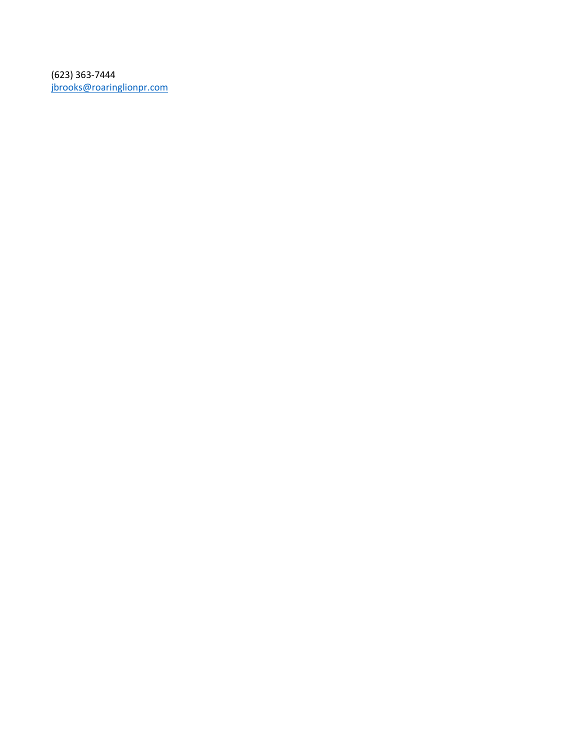(623) 363-7444
jbrooks@roaringlionpr.com